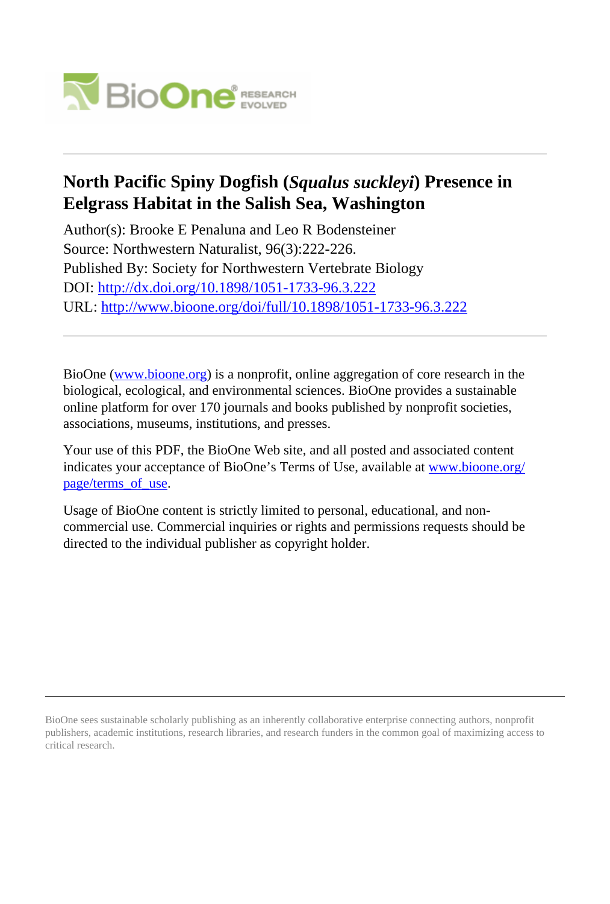# North Pacific Spiny Dogfish (*Squalus suckleyi*) Presence in Eelgrass Habitat in the Salish Sea, Washington

Author(s): Brooke E Penaluna and Leo R Bodensteiner
Source: Northwestern Naturalist, 96(3):222-226.
Published By: Society for Northwestern Vertebrate Biology
DOI: http://dx.doi.org/10.1898/1051-1733-96.3.222
URL: http://www.bioone.org/doi/full/10.1898/1051-1733-96.3.222

---

BioOne (www.bioone.org) is a nonprofit, online aggregation of core research in the biological, ecological, and environmental sciences. BioOne provides a sustainable online platform for over 170 journals and books published by nonprofit societies, associations, museums, institutions, and presses.

Your use of this PDF, the BioOne Web site, and all posted and associated content indicates your acceptance of BioOne's Terms of Use, available at www.bioone.org/page/terms_of_use.

Usage of BioOne content is strictly limited to personal, educational, and non-commercial use. Commercial inquiries or rights and permissions requests should be directed to the individual publisher as copyright holder.

---

BioOne sees sustainable scholarly publishing as an inherently collaborative enterprise connecting authors, nonprofit publishers, academic institutions, research libraries, and research funders in the common goal of maximizing access to critical research.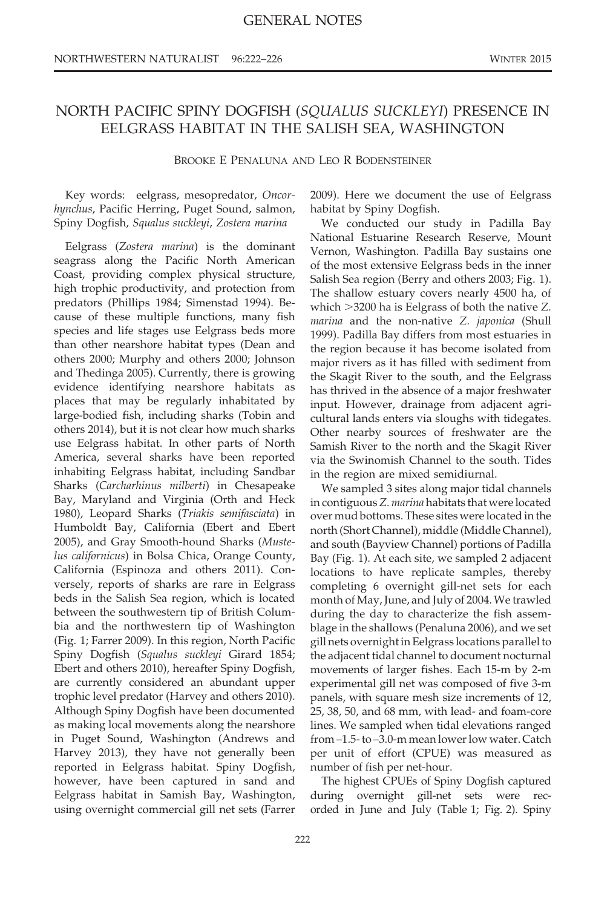GENERAL NOTES

# NORTH PACIFIC SPINY DOGFISH (*SQUALUS SUCKLEYI*) PRESENCE IN EELGRASS HABITAT IN THE SALISH SEA, WASHINGTON

BROOKE E PENALUNA AND LEO R BODENSTEINER

Key words: eelgrass, mesopredator, *Oncorhynchus*, Pacific Herring, Puget Sound, salmon, Spiny Dogfish, *Squalus suckleyi*, *Zostera marina*

Eelgrass (*Zostera marina*) is the dominant seagrass along the Pacific North American Coast, providing complex physical structure, high trophic productivity, and protection from predators (Phillips 1984; Simenstad 1994). Because of these multiple functions, many fish species and life stages use Eelgrass beds more than other nearshore habitat types (Dean and others 2000; Murphy and others 2000; Johnson and Thedinga 2005). Currently, there is growing evidence identifying nearshore habitats as places that may be regularly inhabitated by large-bodied fish, including sharks (Tobin and others 2014), but it is not clear how much sharks use Eelgrass habitat. In other parts of North America, several sharks have been reported inhabiting Eelgrass habitat, including Sandbar Sharks (*Carcharhinus milberti*) in Chesapeake Bay, Maryland and Virginia (Orth and Heck 1980), Leopard Sharks (*Triakis semifasciata*) in Humboldt Bay, California (Ebert and Ebert 2005), and Gray Smooth-hound Sharks (*Mustelus californicus*) in Bolsa Chica, Orange County, California (Espinoza and others 2011). Conversely, reports of sharks are rare in Eelgrass beds in the Salish Sea region, which is located between the southwestern tip of British Columbia and the northwestern tip of Washington (Fig. 1; Farrer 2009). In this region, North Pacific Spiny Dogfish (*Squalus suckleyi* Girard 1854; Ebert and others 2010), hereafter Spiny Dogfish, are currently considered an abundant upper trophic level predator (Harvey and others 2010). Although Spiny Dogfish have been documented as making local movements along the nearshore in Puget Sound, Washington (Andrews and Harvey 2013), they have not generally been reported in Eelgrass habitat. Spiny Dogfish, however, have been captured in sand and Eelgrass habitat in Samish Bay, Washington, using overnight commercial gill net sets (Farrer 2009). Here we document the use of Eelgrass habitat by Spiny Dogfish.

We conducted our study in Padilla Bay National Estuarine Research Reserve, Mount Vernon, Washington. Padilla Bay sustains one of the most extensive Eelgrass beds in the inner Salish Sea region (Berry and others 2003; Fig. 1). The shallow estuary covers nearly 4500 ha, of which >3200 ha is Eelgrass of both the native *Z. marina* and the non-native *Z. japonica* (Shull 1999). Padilla Bay differs from most estuaries in the region because it has become isolated from major rivers as it has filled with sediment from the Skagit River to the south, and the Eelgrass has thrived in the absence of a major freshwater input. However, drainage from adjacent agricultural lands enters via sloughs with tidegates. Other nearby sources of freshwater are the Samish River to the north and the Skagit River via the Swinomish Channel to the south. Tides in the region are mixed semidiurnal.

We sampled 3 sites along major tidal channels in contiguous *Z. marina* habitats that were located over mud bottoms. These sites were located in the north (Short Channel), middle (Middle Channel), and south (Bayview Channel) portions of Padilla Bay (Fig. 1). At each site, we sampled 2 adjacent locations to have replicate samples, thereby completing 6 overnight gill-net sets for each month of May, June, and July of 2004. We trawled during the day to characterize the fish assemblage in the shallows (Penaluna 2006), and we set gill nets overnight in Eelgrass locations parallel to the adjacent tidal channel to document nocturnal movements of larger fishes. Each 15-m by 2-m experimental gill net was composed of five 3-m panels, with square mesh size increments of 12, 25, 38, 50, and 68 mm, with lead- and foam-core lines. We sampled when tidal elevations ranged from –1.5- to –3.0-m mean lower low water. Catch per unit of effort (CPUE) was measured as number of fish per net-hour.

The highest CPUEs of Spiny Dogfish captured during overnight gill-net sets were recorded in June and July (Table 1; Fig. 2). Spiny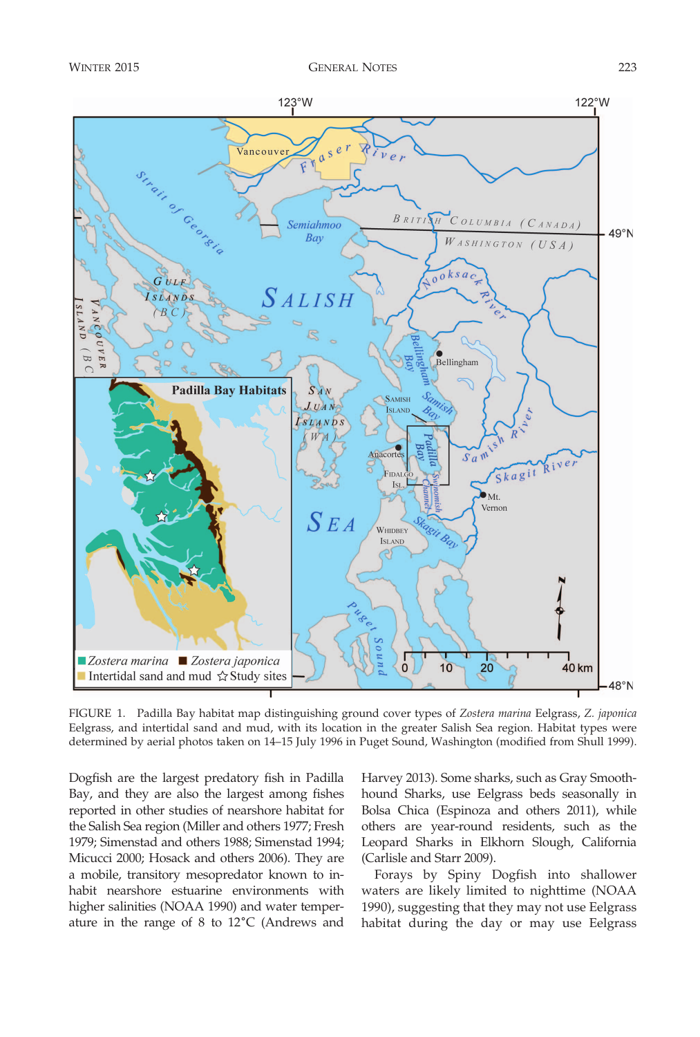FIGURE 1. Padilla Bay habitat map distinguishing ground cover types of *Zostera marina* Eelgrass, *Z. japonica* Eelgrass, and intertidal sand and mud, with its location in the greater Salish Sea region. Habitat types were determined by aerial photos taken on 14–15 July 1996 in Puget Sound, Washington (modified from Shull 1999).

Dogfish are the largest predatory fish in Padilla Bay, and they are also the largest among fishes reported in other studies of nearshore habitat for the Salish Sea region (Miller and others 1977; Fresh 1979; Simenstad and others 1988; Simenstad 1994; Micucci 2000; Hosack and others 2006). They are a mobile, transitory mesopredator known to inhabit nearshore estuarine environments with higher salinities (NOAA 1990) and water temperature in the range of 8 to 12°C (Andrews and Harvey 2013). Some sharks, such as Gray Smoothhound Sharks, use Eelgrass beds seasonally in Bolsa Chica (Espinoza and others 2011), while others are year-round residents, such as the Leopard Sharks in Elkhorn Slough, California (Carlisle and Starr 2009).

Forays by Spiny Dogfish into shallower waters are likely limited to nighttime (NOAA 1990), suggesting that they may not use Eelgrass habitat during the day or may use Eelgrass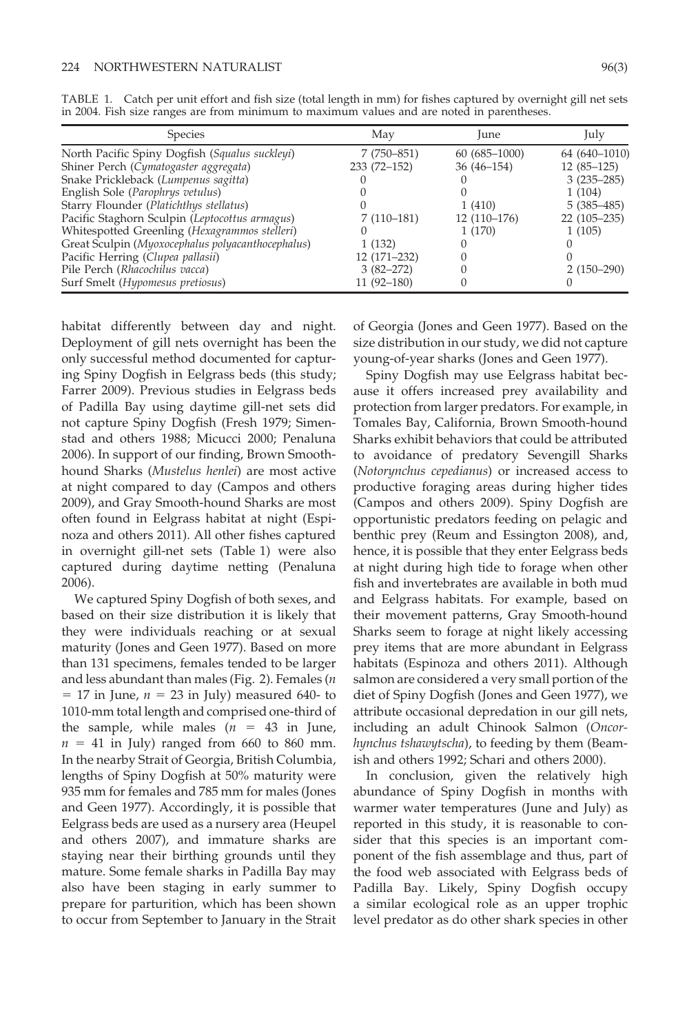TABLE 1. Catch per unit effort and fish size (total length in mm) for fishes captured by overnight gill net sets in 2004. Fish size ranges are from minimum to maximum values and are noted in parentheses.

| Species | May | June | July |
|---|---|---|---|
| North Pacific Spiny Dogfish (*Squalus suckleyi*) | 7 (750–851) | 60 (685–1000) | 64 (640–1010) |
| Shiner Perch (*Cymatogaster aggregata*) | 233 (72–152) | 36 (46–154) | 12 (85–125) |
| Snake Prickleback (*Lumpenus sagitta*) | 0 | 0 | 3 (235–285) |
| English Sole (*Parophrys vetulus*) | 0 | 0 | 1 (104) |
| Starry Flounder (*Platichthys stellatus*) | 0 | 1 (410) | 5 (385–485) |
| Pacific Staghorn Sculpin (*Leptocottus armagus*) | 7 (110–181) | 12 (110–176) | 22 (105–235) |
| Whitespotted Greenling (*Hexagrammos stelleri*) | 0 | 1 (170) | 1 (105) |
| Great Sculpin (*Myoxocephalus polyacanthocephalus*) | 1 (132) | 0 | 0 |
| Pacific Herring (*Clupea pallasii*) | 12 (171–232) | 0 | 0 |
| Pile Perch (*Rhacochilus vacca*) | 3 (82–272) | 0 | 2 (150–290) |
| Surf Smelt (*Hypomesus pretiosus*) | 11 (92–180) | 0 | 0 |

habitat differently between day and night. Deployment of gill nets overnight has been the only successful method documented for capturing Spiny Dogfish in Eelgrass beds (this study; Farrer 2009). Previous studies in Eelgrass beds of Padilla Bay using daytime gill-net sets did not capture Spiny Dogfish (Fresh 1979; Simenstad and others 1988; Micucci 2000; Penaluna 2006). In support of our finding, Brown Smooth-hound Sharks (*Mustelus henlei*) are most active at night compared to day (Campos and others 2009), and Gray Smooth-hound Sharks are most often found in Eelgrass habitat at night (Espinoza and others 2011). All other fishes captured in overnight gill-net sets (Table 1) were also captured during daytime netting (Penaluna 2006).

We captured Spiny Dogfish of both sexes, and based on their size distribution it is likely that they were individuals reaching or at sexual maturity (Jones and Geen 1977). Based on more than 131 specimens, females tended to be larger and less abundant than males (Fig. 2). Females ($n$ = 17 in June, $n$ = 23 in July) measured 640- to 1010-mm total length and comprised one-third of the sample, while males ($n$ = 43 in June, $n$ = 41 in July) ranged from 660 to 860 mm. In the nearby Strait of Georgia, British Columbia, lengths of Spiny Dogfish at 50% maturity were 935 mm for females and 785 mm for males (Jones and Geen 1977). Accordingly, it is possible that Eelgrass beds are used as a nursery area (Heupel and others 2007), and immature sharks are staying near their birthing grounds until they mature. Some female sharks in Padilla Bay may also have been staging in early summer to prepare for parturition, which has been shown to occur from September to January in the Strait of Georgia (Jones and Geen 1977). Based on the size distribution in our study, we did not capture young-of-year sharks (Jones and Geen 1977).

Spiny Dogfish may use Eelgrass habitat because it offers increased prey availability and protection from larger predators. For example, in Tomales Bay, California, Brown Smooth-hound Sharks exhibit behaviors that could be attributed to avoidance of predatory Sevengill Sharks (*Notorynchus cepedianus*) or increased access to productive foraging areas during higher tides (Campos and others 2009). Spiny Dogfish are opportunistic predators feeding on pelagic and benthic prey (Reum and Essington 2008), and, hence, it is possible that they enter Eelgrass beds at night during high tide to forage when other fish and invertebrates are available in both mud and Eelgrass habitats. For example, based on their movement patterns, Gray Smooth-hound Sharks seem to forage at night likely accessing prey items that are more abundant in Eelgrass habitats (Espinoza and others 2011). Although salmon are considered a very small portion of the diet of Spiny Dogfish (Jones and Geen 1977), we attribute occasional depredation in our gill nets, including an adult Chinook Salmon (*Oncorhynchus tshawytscha*), to feeding by them (Beamish and others 1992; Schari and others 2000).

In conclusion, given the relatively high abundance of Spiny Dogfish in months with warmer water temperatures (June and July) as reported in this study, it is reasonable to consider that this species is an important component of the fish assemblage and thus, part of the food web associated with Eelgrass beds of Padilla Bay. Likely, Spiny Dogfish occupy a similar ecological role as an upper trophic level predator as do other shark species in other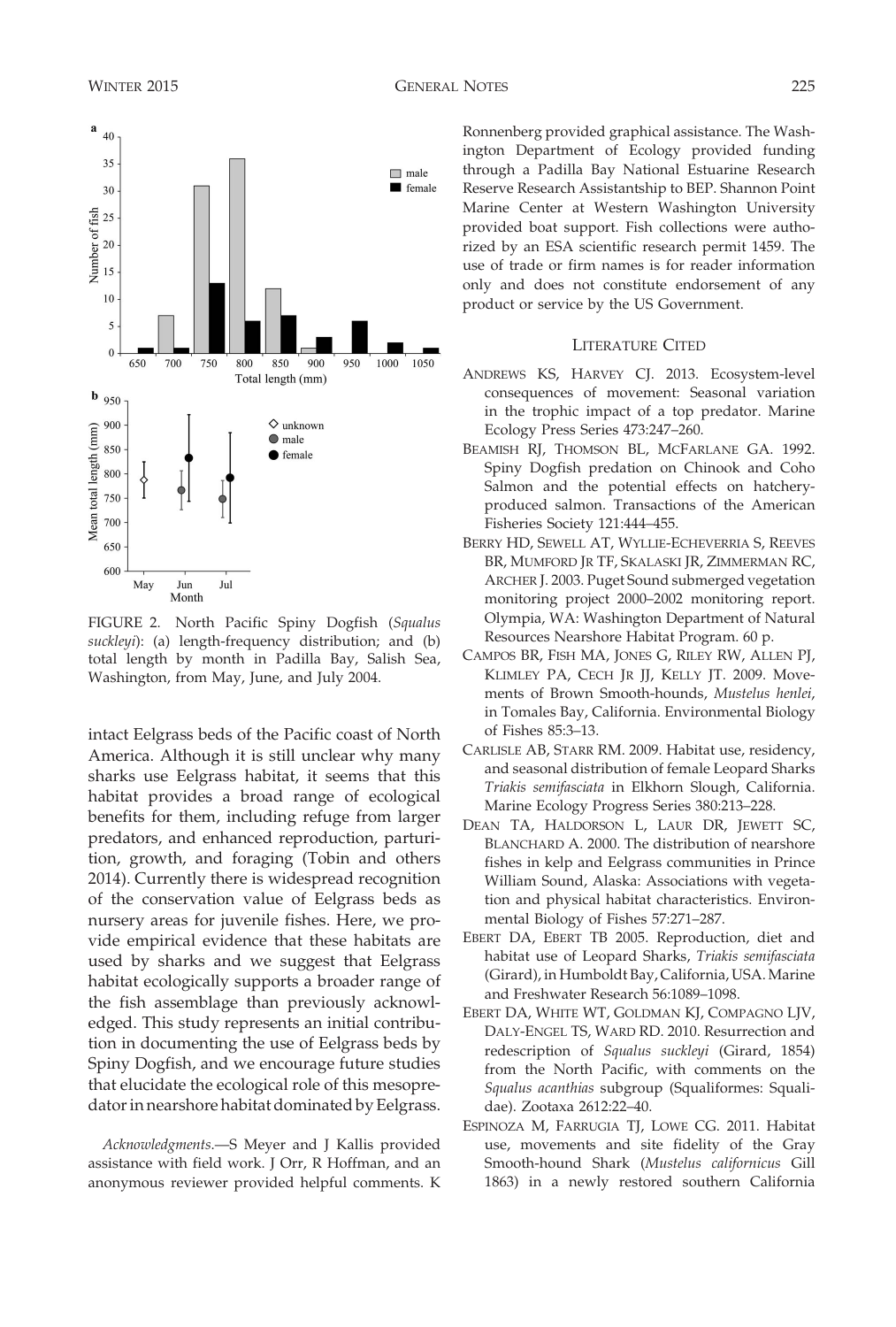FIGURE 2. North Pacific Spiny Dogfish (*Squalus suckleyi*): (a) length-frequency distribution; and (b) total length by month in Padilla Bay, Salish Sea, Washington, from May, June, and July 2004.

intact Eelgrass beds of the Pacific coast of North America. Although it is still unclear why many sharks use Eelgrass habitat, it seems that this habitat provides a broad range of ecological benefits for them, including refuge from larger predators, and enhanced reproduction, parturition, growth, and foraging (Tobin and others 2014). Currently there is widespread recognition of the conservation value of Eelgrass beds as nursery areas for juvenile fishes. Here, we provide empirical evidence that these habitats are used by sharks and we suggest that Eelgrass habitat ecologically supports a broader range of the fish assemblage than previously acknowledged. This study represents an initial contribution in documenting the use of Eelgrass beds by Spiny Dogfish, and we encourage future studies that elucidate the ecological role of this mesopredator in nearshore habitat dominated by Eelgrass.

*Acknowledgments.*—S Meyer and J Kallis provided assistance with field work. J Orr, R Hoffman, and an anonymous reviewer provided helpful comments. K Ronnenberg provided graphical assistance. The Washington Department of Ecology provided funding through a Padilla Bay National Estuarine Research Reserve Research Assistantship to BEP. Shannon Point Marine Center at Western Washington University provided boat support. Fish collections were authorized by an ESA scientific research permit 1459. The use of trade or firm names is for reader information only and does not constitute endorsement of any product or service by the US Government.

## LITERATURE CITED

ANDREWS KS, HARVEY CJ. 2013. Ecosystem-level consequences of movement: Seasonal variation in the trophic impact of a top predator. Marine Ecology Press Series 473:247–260.

BEAMISH RJ, THOMSON BL, MCFARLANE GA. 1992. Spiny Dogfish predation on Chinook and Coho Salmon and the potential effects on hatchery-produced salmon. Transactions of the American Fisheries Society 121:444–455.

BERRY HD, SEWELL AT, WYLLIE-ECHEVERRIA S, REEVES BR, MUMFORD JR TF, SKALASKI JR, ZIMMERMAN RC, ARCHER J. 2003. Puget Sound submerged vegetation monitoring project 2000–2002 monitoring report. Olympia, WA: Washington Department of Natural Resources Nearshore Habitat Program. 60 p.

CAMPOS BR, FISH MA, JONES G, RILEY RW, ALLEN PJ, KLIMLEY PA, CECH JR JJ, KELLY JT. 2009. Movements of Brown Smooth-hounds, *Mustelus henlei*, in Tomales Bay, California. Environmental Biology of Fishes 85:3–13.

CARLISLE AB, STARR RM. 2009. Habitat use, residency, and seasonal distribution of female Leopard Sharks *Triakis semifasciata* in Elkhorn Slough, California. Marine Ecology Progress Series 380:213–228.

DEAN TA, HALDORSON L, LAUR DR, JEWETT SC, BLANCHARD A. 2000. The distribution of nearshore fishes in kelp and Eelgrass communities in Prince William Sound, Alaska: Associations with vegetation and physical habitat characteristics. Environmental Biology of Fishes 57:271–287.

EBERT DA, EBERT TB 2005. Reproduction, diet and habitat use of Leopard Sharks, *Triakis semifasciata* (Girard), in Humboldt Bay, California, USA. Marine and Freshwater Research 56:1089–1098.

EBERT DA, WHITE WT, GOLDMAN KJ, COMPAGNO LJV, DALY-ENGEL TS, WARD RD. 2010. Resurrection and redescription of *Squalus suckleyi* (Girard, 1854) from the North Pacific, with comments on the *Squalus acanthias* subgroup (Squaliformes: Squalidae). Zootaxa 2612:22–40.

ESPINOZA M, FARRUGIA TJ, LOWE CG. 2011. Habitat use, movements and site fidelity of the Gray Smooth-hound Shark (*Mustelus californicus* Gill 1863) in a newly restored southern California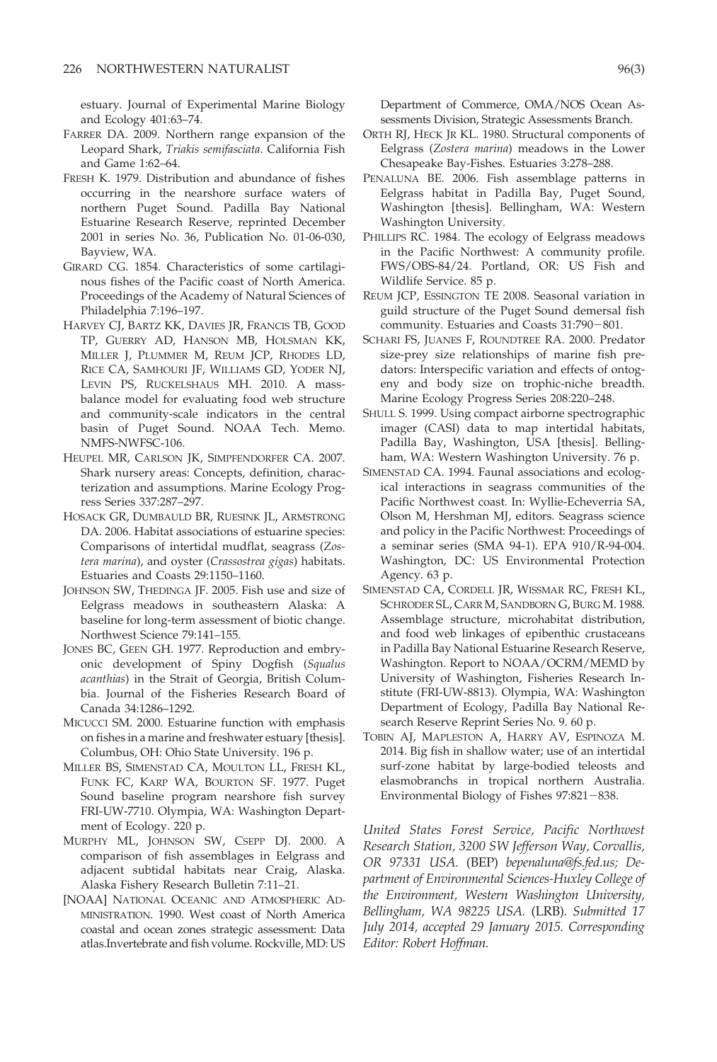estuary. Journal of Experimental Marine Biology and Ecology 401:63–74.

FARRER DA. 2009. Northern range expansion of the Leopard Shark, *Triakis semifasciata*. California Fish and Game 1:62–64.

FRESH K. 1979. Distribution and abundance of fishes occurring in the nearshore surface waters of northern Puget Sound. Padilla Bay National Estuarine Research Reserve, reprinted December 2001 in series No. 36, Publication No. 01-06-030, Bayview, WA.

GIRARD CG. 1854. Characteristics of some cartilaginous fishes of the Pacific coast of North America. Proceedings of the Academy of Natural Sciences of Philadelphia 7:196–197.

HARVEY CJ, BARTZ KK, DAVIES JR, FRANCIS TB, GOOD TP, GUERRY AD, HANSON MB, HOLSMAN KK, MILLER J, PLUMMER M, REUM JCP, RHODES LD, RICE CA, SAMHOURI JF, WILLIAMS GD, YODER NJ, LEVIN PS, RUCKELSHAUS MH. 2010. A mass-balance model for evaluating food web structure and community-scale indicators in the central basin of Puget Sound. NOAA Tech. Memo. NMFS-NWFSC-106.

HEUPEL MR, CARLSON JK, SIMPFENDORFER CA. 2007. Shark nursery areas: Concepts, definition, characterization and assumptions. Marine Ecology Progress Series 337:287–297.

HOSACK GR, DUMBAULD BR, RUESINK JL, ARMSTRONG DA. 2006. Habitat associations of estuarine species: Comparisons of intertidal mudflat, seagrass (*Zostera marina*), and oyster (*Crassostrea gigas*) habitats. Estuaries and Coasts 29:1150–1160.

JOHNSON SW, THEDINGA JF. 2005. Fish use and size of Eelgrass meadows in southeastern Alaska: A baseline for long-term assessment of biotic change. Northwest Science 79:141–155.

JONES BC, GEEN GH. 1977. Reproduction and embryonic development of Spiny Dogfish (*Squalus acanthias*) in the Strait of Georgia, British Columbia. Journal of the Fisheries Research Board of Canada 34:1286–1292.

MICUCCI SM. 2000. Estuarine function with emphasis on fishes in a marine and freshwater estuary [thesis]. Columbus, OH: Ohio State University. 196 p.

MILLER BS, SIMENSTAD CA, MOULTON LL, FRESH KL, FUNK FC, KARP WA, BOURTON SF. 1977. Puget Sound baseline program nearshore fish survey FRI-UW-7710. Olympia, WA: Washington Department of Ecology. 220 p.

MURPHY ML, JOHNSON SW, CSEPP DJ. 2000. A comparison of fish assemblages in Eelgrass and adjacent subtidal habitats near Craig, Alaska. Alaska Fishery Research Bulletin 7:11–21.

[NOAA] NATIONAL OCEANIC AND ATMOSPHERIC ADMINISTRATION. 1990. West coast of North America coastal and ocean zones strategic assessment: Data atlas.Invertebrate and fish volume. Rockville, MD: US Department of Commerce, OMA/NOS Ocean Assessments Division, Strategic Assessments Branch.

ORTH RJ, HECK JR KL. 1980. Structural components of Eelgrass (*Zostera marina*) meadows in the Lower Chesapeake Bay-Fishes. Estuaries 3:278–288.

PENALUNA BE. 2006. Fish assemblage patterns in Eelgrass habitat in Padilla Bay, Puget Sound, Washington [thesis]. Bellingham, WA: Western Washington University.

PHILLIPS RC. 1984. The ecology of Eelgrass meadows in the Pacific Northwest: A community profile. FWS/OBS-84/24. Portland, OR: US Fish and Wildlife Service. 85 p.

REUM JCP, ESSINGTON TE 2008. Seasonal variation in guild structure of the Puget Sound demersal fish community. Estuaries and Coasts 31:790−801.

SCHARI FS, JUANES F, ROUNDTREE RA. 2000. Predator size-prey size relationships of marine fish predators: Interspecific variation and effects of ontogeny and body size on trophic-niche breadth. Marine Ecology Progress Series 208:220–248.

SHULL S. 1999. Using compact airborne spectrographic imager (CASI) data to map intertidal habitats, Padilla Bay, Washington, USA [thesis]. Bellingham, WA: Western Washington University. 76 p.

SIMENSTAD CA. 1994. Faunal associations and ecological interactions in seagrass communities of the Pacific Northwest coast. In: Wyllie-Echeverria SA, Olson M, Hershman MJ, editors. Seagrass science and policy in the Pacific Northwest: Proceedings of a seminar series (SMA 94-1). EPA 910/R-94-004. Washington, DC: US Environmental Protection Agency. 63 p.

SIMENSTAD CA, CORDELL JR, WISSMAR RC, FRESH KL, SCHRODER SL, CARR M, SANDBORN G, BURG M. 1988. Assemblage structure, microhabitat distribution, and food web linkages of epibenthic crustaceans in Padilla Bay National Estuarine Research Reserve, Washington. Report to NOAA/OCRM/MEMD by University of Washington, Fisheries Research Institute (FRI-UW-8813). Olympia, WA: Washington Department of Ecology, Padilla Bay National Research Reserve Reprint Series No. 9. 60 p.

TOBIN AJ, MAPLESTON A, HARRY AV, ESPINOZA M. 2014. Big fish in shallow water; use of an intertidal surf-zone habitat by large-bodied teleosts and elasmobranchs in tropical northern Australia. Environmental Biology of Fishes 97:821−838.

*United States Forest Service, Pacific Northwest Research Station, 3200 SW Jefferson Way, Corvallis, OR 97331 USA.* (BEP) *bepenaluna@fs.fed.us; Department of Environmental Sciences-Huxley College of the Environment, Western Washington University, Bellingham, WA 98225 USA.* (LRB). *Submitted 17 July 2014, accepted 29 January 2015. Corresponding Editor: Robert Hoffman.*